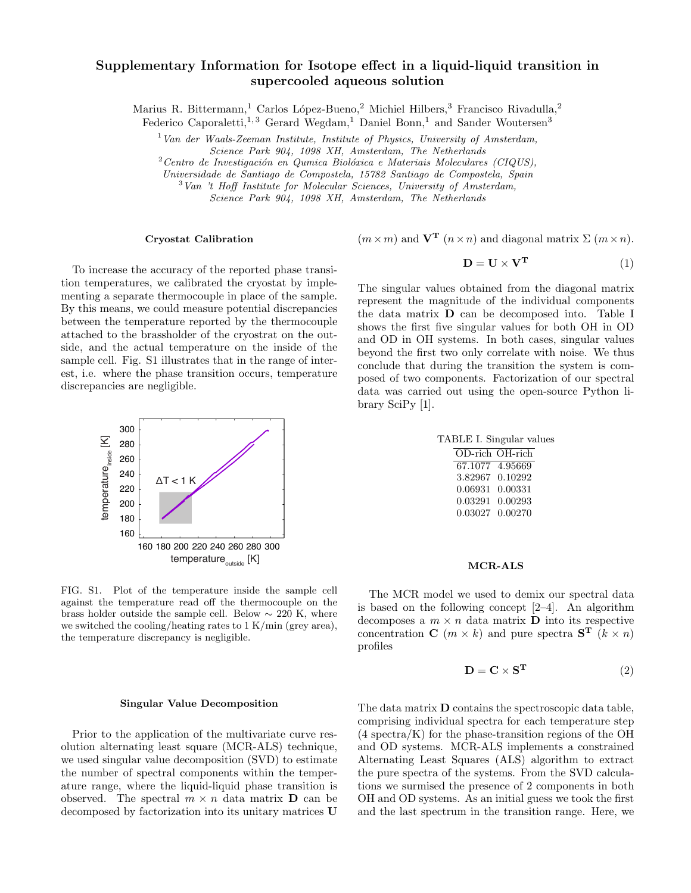# Supplementary Information for Isotope effect in a liquid-liquid transition in supercooled aqueous solution

Marius R. Bittermann,[1] Carlos López-Bueno,[2] Michiel Hilbers,[3] Francisco Rivadulla,[2] Federico Caporaletti,[1,3] Gerard Wegdam,[1] Daniel Bonn,[1] and Sander Woutersen[3]

[1] *Van der Waals-Zeeman Institute, Institute of Physics, University of Amsterdam, Science Park 904, 1098 XH, Amsterdam, The Netherlands*

[2] *Centro de Investigación en Qumica Biolóxica e Materiais Moleculares (CIQUS), Universidade de Santiago de Compostela, 15782 Santiago de Compostela, Spain*

[3] *Van 't Hoff Institute for Molecular Sciences, University of Amsterdam, Science Park 904, 1098 XH, Amsterdam, The Netherlands*

### Cryostat Calibration

To increase the accuracy of the reported phase transition temperatures, we calibrated the cryostat by implementing a separate thermocouple in place of the sample. By this means, we could measure potential discrepancies between the temperature reported by the thermocouple attached to the brassholder of the cryostrat on the outside, and the actual temperature on the inside of the sample cell. Fig. S1 illustrates that in the range of interest, i.e. where the phase transition occurs, temperature discrepancies are negligible.

FIG. S1. Plot of the temperature inside the sample cell against the temperature read off the thermocouple on the brass holder outside the sample cell. Below ∼ 220 K, where we switched the cooling/heating rates to 1 K/min (grey area), the temperature discrepancy is negligible.

### Singular Value Decomposition

Prior to the application of the multivariate curve resolution alternating least square (MCR-ALS) technique, we used singular value decomposition (SVD) to estimate the number of spectral components within the temperature range, where the liquid-liquid phase transition is observed. The spectral $m \times n$ data matrix $\mathbf{D}$ can be decomposed by factorization into its unitary matrices $\mathbf{U}$ $(m \times m)$ and $\mathbf{V^T}$ $(n \times n)$ and diagonal matrix $\Sigma$ $(m \times n)$.

$$\mathbf{D} = \mathbf{U} \times \mathbf{V^T} \tag{1}$$

The singular values obtained from the diagonal matrix represent the magnitude of the individual components the data matrix $\mathbf{D}$ can be decomposed into. Table I shows the first five singular values for both OH in OD and OD in OH systems. In both cases, singular values beyond the first two only correlate with noise. We thus conclude that during the transition the system is composed of two components. Factorization of our spectral data was carried out using the open-source Python library SciPy [1].

TABLE I. Singular values

| OD-rich | OH-rich |
|---|---|
| 67.1077 | 4.95669 |
| 3.82967 | 0.10292 |
| 0.06931 | 0.00331 |
| 0.03291 | 0.00293 |
| 0.03027 | 0.00270 |

### MCR-ALS

The MCR model we used to demix our spectral data is based on the following concept [2–4]. An algorithm decomposes a $m \times n$ data matrix $\mathbf{D}$ into its respective concentration $\mathbf{C}$ $(m \times k)$ and pure spectra $\mathbf{S^T}$ $(k \times n)$ profiles

$$\mathbf{D} = \mathbf{C} \times \mathbf{S^T} \tag{2}$$

The data matrix $\mathbf{D}$ contains the spectroscopic data table, comprising individual spectra for each temperature step (4 spectra/K) for the phase-transition regions of the OH and OD systems. MCR-ALS implements a constrained Alternating Least Squares (ALS) algorithm to extract the pure spectra of the systems. From the SVD calculations we surmised the presence of 2 components in both OH and OD systems. As an initial guess we took the first and the last spectrum in the transition range. Here, we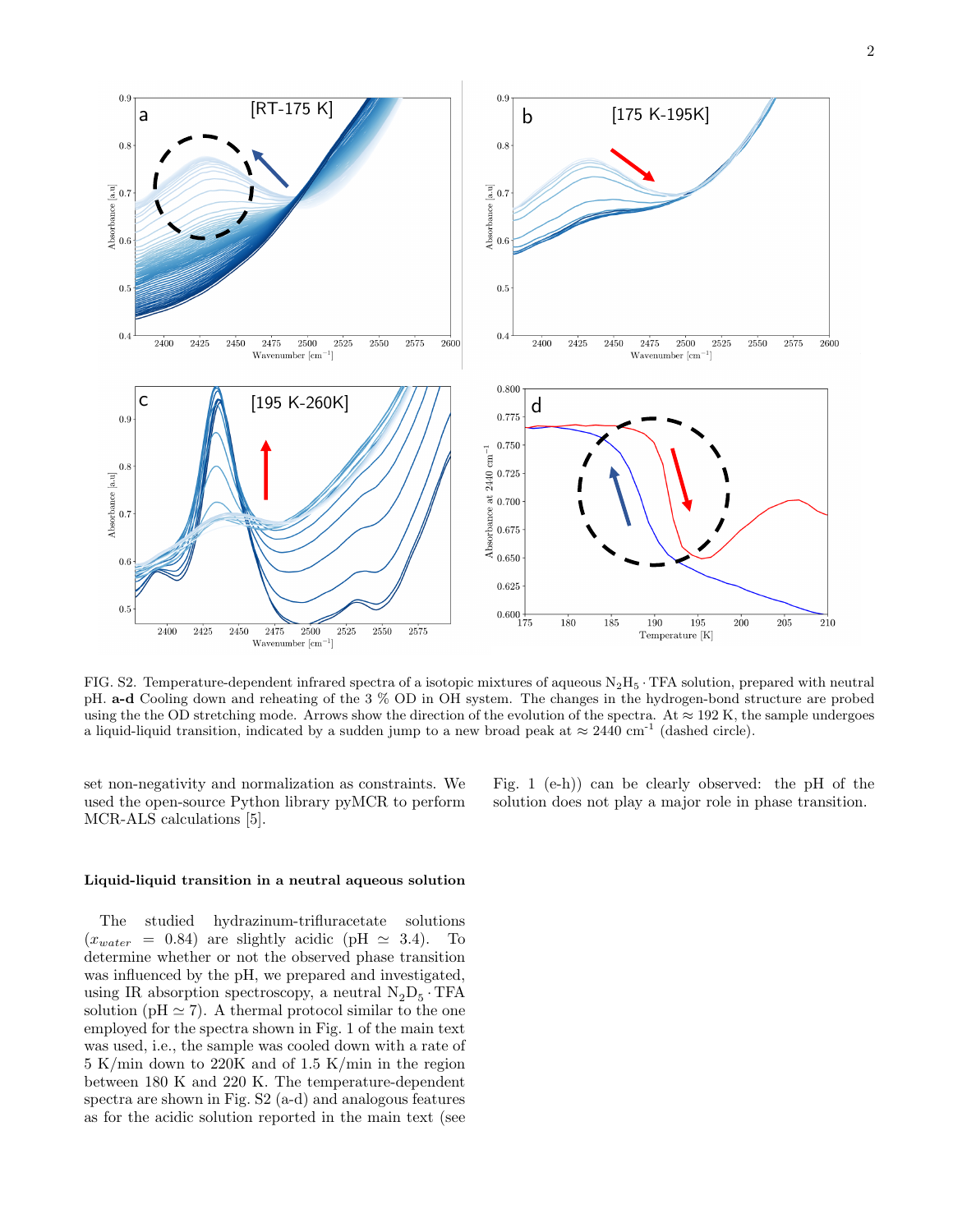FIG. S2. Temperature-dependent infrared spectra of a isotopic mixtures of aqueous $N_2H_5 \cdot TFA$ solution, prepared with neutral pH. **a-d** Cooling down and reheating of the 3 % OD in OH system. The changes in the hydrogen-bond structure are probed using the the OD stretching mode. Arrows show the direction of the evolution of the spectra. At $\approx$ 192 K, the sample undergoes a liquid-liquid transition, indicated by a sudden jump to a new broad peak at $\approx$ 2440 cm$^{-1}$ (dashed circle).

set non-negativity and normalization as constraints. We used the open-source Python library pyMCR to perform MCR-ALS calculations [5].

### Liquid-liquid transition in a neutral aqueous solution

The studied hydrazinum-trifluracetate solutions ($x_{water}$ = 0.84) are slightly acidic (pH $\simeq$ 3.4). To determine whether or not the observed phase transition was influenced by the pH, we prepared and investigated, using IR absorption spectroscopy, a neutral $N_2D_5 \cdot TFA$ solution (pH $\simeq$ 7). A thermal protocol similar to the one employed for the spectra shown in Fig. 1 of the main text was used, i.e., the sample was cooled down with a rate of 5 K/min down to 220K and of 1.5 K/min in the region between 180 K and 220 K. The temperature-dependent spectra are shown in Fig. S2 (a-d) and analogous features as for the acidic solution reported in the main text (see Fig. 1 (e-h)) can be clearly observed: the pH of the solution does not play a major role in phase transition.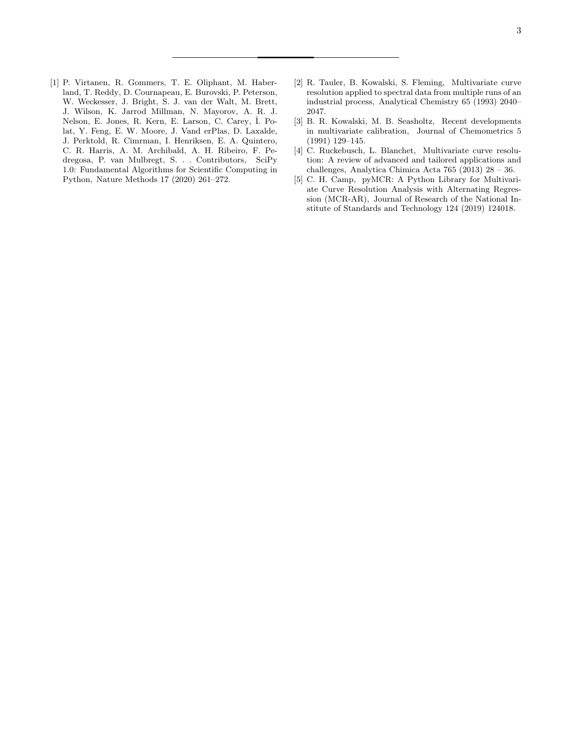[1] P. Virtanen, R. Gommers, T. E. Oliphant, M. Haberland, T. Reddy, D. Cournapeau, E. Burovski, P. Peterson, W. Weckesser, J. Bright, S. J. van der Walt, M. Brett, J. Wilson, K. Jarrod Millman, N. Mayorov, A. R. J. Nelson, E. Jones, R. Kern, E. Larson, C. Carey, İ. Polat, Y. Feng, E. W. Moore, J. Vand erPlas, D. Laxalde, J. Perktold, R. Cimrman, I. Henriksen, E. A. Quintero, C. R. Harris, A. M. Archibald, A. H. Ribeiro, F. Pedregosa, P. van Mulbregt, S. . . Contributors, SciPy 1.0: Fundamental Algorithms for Scientific Computing in Python, Nature Methods 17 (2020) 261–272.

[2] R. Tauler, B. Kowalski, S. Fleming, Multivariate curve resolution applied to spectral data from multiple runs of an industrial process, Analytical Chemistry 65 (1993) 2040–2047.

[3] B. R. Kowalski, M. B. Seasholtz, Recent developments in multivariate calibration, Journal of Chemometrics 5 (1991) 129–145.

[4] C. Ruckebusch, L. Blanchet, Multivariate curve resolution: A review of advanced and tailored applications and challenges, Analytica Chimica Acta 765 (2013) 28 – 36.

[5] C. H. Camp, pyMCR: A Python Library for Multivariate Curve Resolution Analysis with Alternating Regression (MCR-AR), Journal of Research of the National Institute of Standards and Technology 124 (2019) 124018.